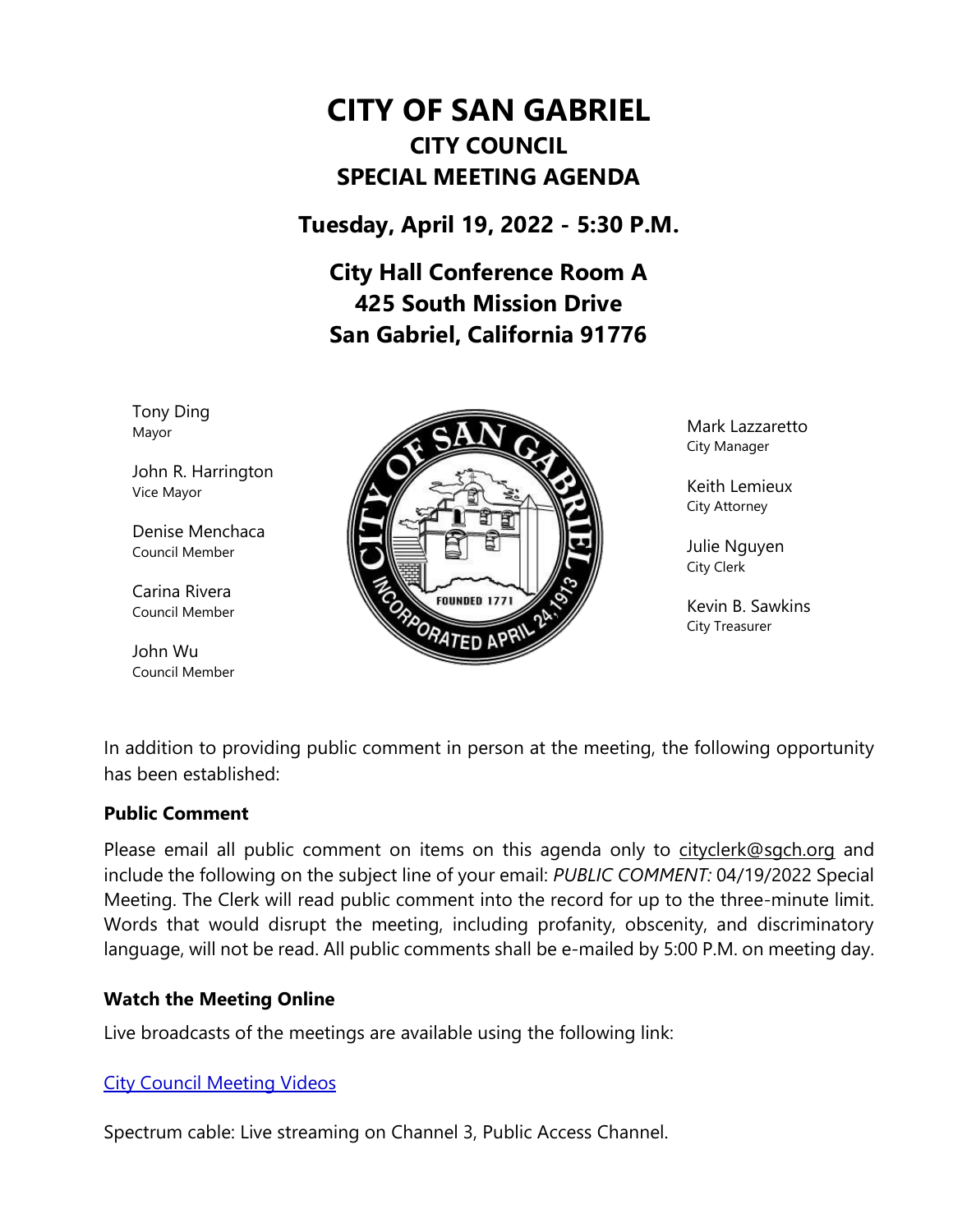# CITY OF SAN GABRIEL

## CITY COUNCIL

## SPECIAL MEETING AGENDA

**Tuesday, April 19, 2022 - 5:30 P.M.**

**City Hall Conference Room A**
**425 South Mission Drive**
**San Gabriel, California 91776**

Tony Ding
Mayor

John R. Harrington
Vice Mayor

Denise Menchaca
Council Member

Carina Rivera
Council Member

John Wu
Council Member

Mark Lazzaretto
City Manager

Keith Lemieux
City Attorney

Julie Nguyen
City Clerk

Kevin B. Sawkins
City Treasurer

In addition to providing public comment in person at the meeting, the following opportunity has been established:

**Public Comment**

Please email all public comment on items on this agenda only to cityclerk@sgch.org and include the following on the subject line of your email: *PUBLIC COMMENT:* 04/19/2022 Special Meeting. The Clerk will read public comment into the record for up to the three-minute limit. Words that would disrupt the meeting, including profanity, obscenity, and discriminatory language, will not be read. All public comments shall be e-mailed by 5:00 P.M. on meeting day.

**Watch the Meeting Online**

Live broadcasts of the meetings are available using the following link:

City Council Meeting Videos

Spectrum cable: Live streaming on Channel 3, Public Access Channel.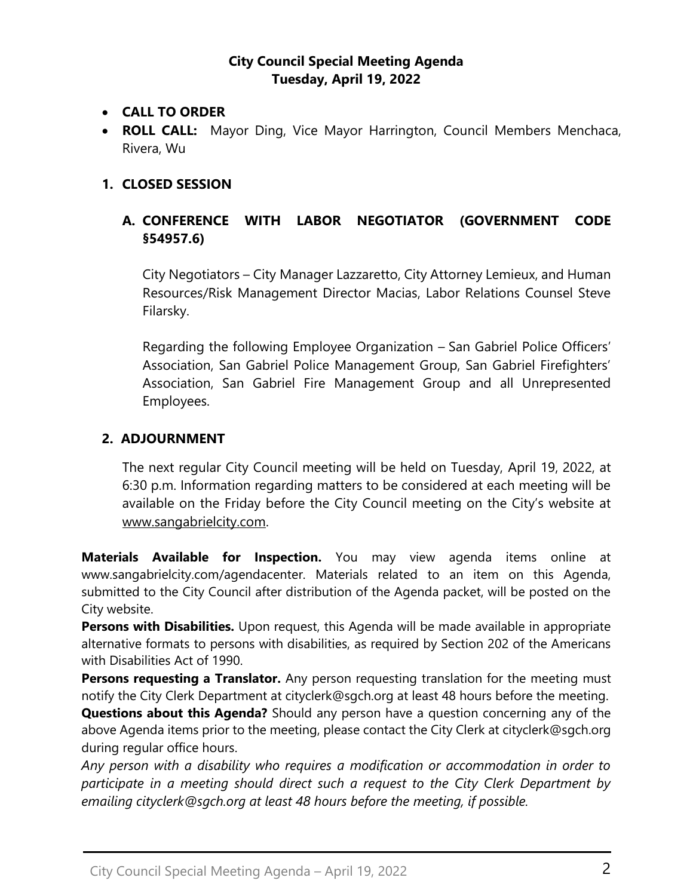**City Council Special Meeting Agenda**
**Tuesday, April 19, 2022**

- **CALL TO ORDER**
- **ROLL CALL:** Mayor Ding, Vice Mayor Harrington, Council Members Menchaca, Rivera, Wu

## 1. CLOSED SESSION

### A. CONFERENCE WITH LABOR NEGOTIATOR (GOVERNMENT CODE §54957.6)

City Negotiators – City Manager Lazzaretto, City Attorney Lemieux, and Human Resources/Risk Management Director Macias, Labor Relations Counsel Steve Filarsky.

Regarding the following Employee Organization – San Gabriel Police Officers' Association, San Gabriel Police Management Group, San Gabriel Firefighters' Association, San Gabriel Fire Management Group and all Unrepresented Employees.

## 2. ADJOURNMENT

The next regular City Council meeting will be held on Tuesday, April 19, 2022, at 6:30 p.m. Information regarding matters to be considered at each meeting will be available on the Friday before the City Council meeting on the City's website at www.sangabrielcity.com.

**Materials Available for Inspection.** You may view agenda items online at www.sangabrielcity.com/agendacenter. Materials related to an item on this Agenda, submitted to the City Council after distribution of the Agenda packet, will be posted on the City website.

**Persons with Disabilities.** Upon request, this Agenda will be made available in appropriate alternative formats to persons with disabilities, as required by Section 202 of the Americans with Disabilities Act of 1990.

**Persons requesting a Translator.** Any person requesting translation for the meeting must notify the City Clerk Department at cityclerk@sgch.org at least 48 hours before the meeting.

**Questions about this Agenda?** Should any person have a question concerning any of the above Agenda items prior to the meeting, please contact the City Clerk at cityclerk@sgch.org during regular office hours.

*Any person with a disability who requires a modification or accommodation in order to participate in a meeting should direct such a request to the City Clerk Department by emailing cityclerk@sgch.org at least 48 hours before the meeting, if possible.*